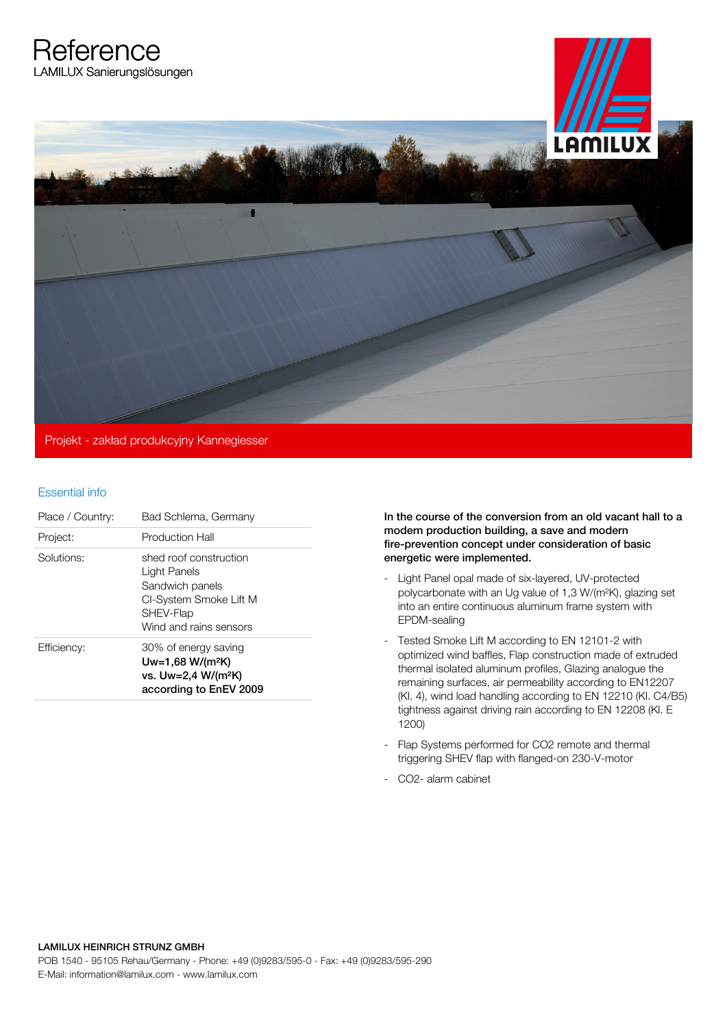# Reference

LAMILUX Sanierungslösungen

LAMILUX

Projekt - zaklad produkcyjny Kannegiesser

## Essential info

| Place / Country: | Bad Schlema, Germany |
|---|---|
| Project: | Production Hall |
| Solutions: | shed roof construction<br>Light Panels<br>Sandwich panels<br>CI-System Smoke Lift M<br>SHEV-Flap<br>Wind and rains sensors |
| Efficiency: | 30% of energy saving<br>**Uw=1,68 W/(m²K)**<br>**vs. Uw=2,4 W/(m²K)**<br>**according to EnEV 2009** |

**In the course of the conversion from an old vacant hall to a modern production building, a save and modern fire-prevention concept under consideration of basic energetic were implemented.**

- Light Panel opal made of six-layered, UV-protected polycarbonate with an Ug value of 1,3 W/(m²K), glazing set into an entire continuous aluminum frame system with EPDM-sealing
- Tested Smoke Lift M according to EN 12101-2 with optimized wind baffles, Flap construction made of extruded thermal isolated aluminum profiles, Glazing analogue the remaining surfaces, air permeability according to EN12207 (Kl. 4), wind load handling according to EN 12210 (Kl. C4/B5) tightness against driving rain according to EN 12208 (Kl. E 1200)
- Flap Systems performed for CO2 remote and thermal triggering SHEV flap with flanged-on 230-V-motor
- CO2- alarm cabinet

**LAMILUX HEINRICH STRUNZ GMBH**

POB 1540 - 95105 Rehau/Germany - Phone: +49 (0)9283/595-0 - Fax: +49 (0)9283/595-290
E-Mail: information@lamilux.com - www.lamilux.com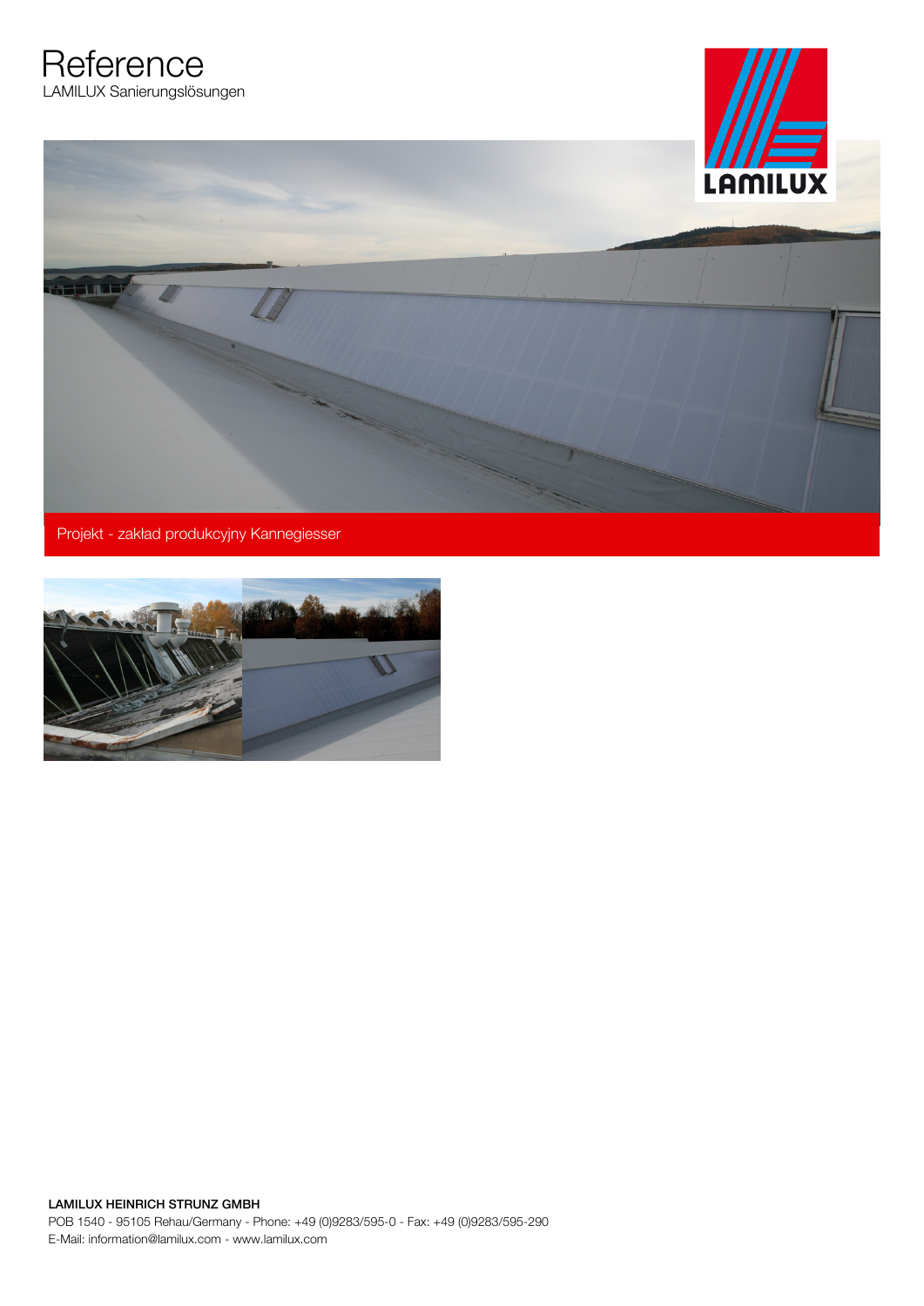# Reference

LAMILUX Sanierungslösungen

Projekt - zakład produkcyjny Kannegiesser

**LAMILUX HEINRICH STRUNZ GMBH**

POB 1540 - 95105 Rehau/Germany - Phone: +49 (0)9283/595-0 - Fax: +49 (0)9283/595-290

E-Mail: information@lamilux.com - www.lamilux.com